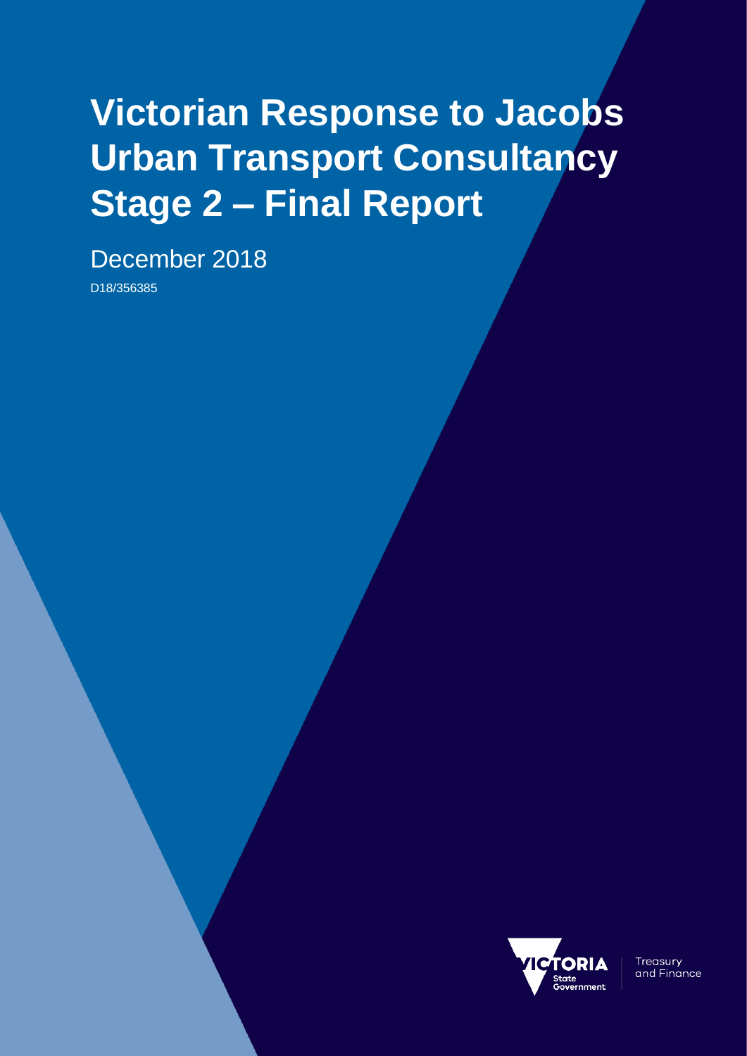# Victorian Response to Jacobs Urban Transport Consultancy Stage 2 – Final Report

December 2018

D18/356385

Treasury and Finance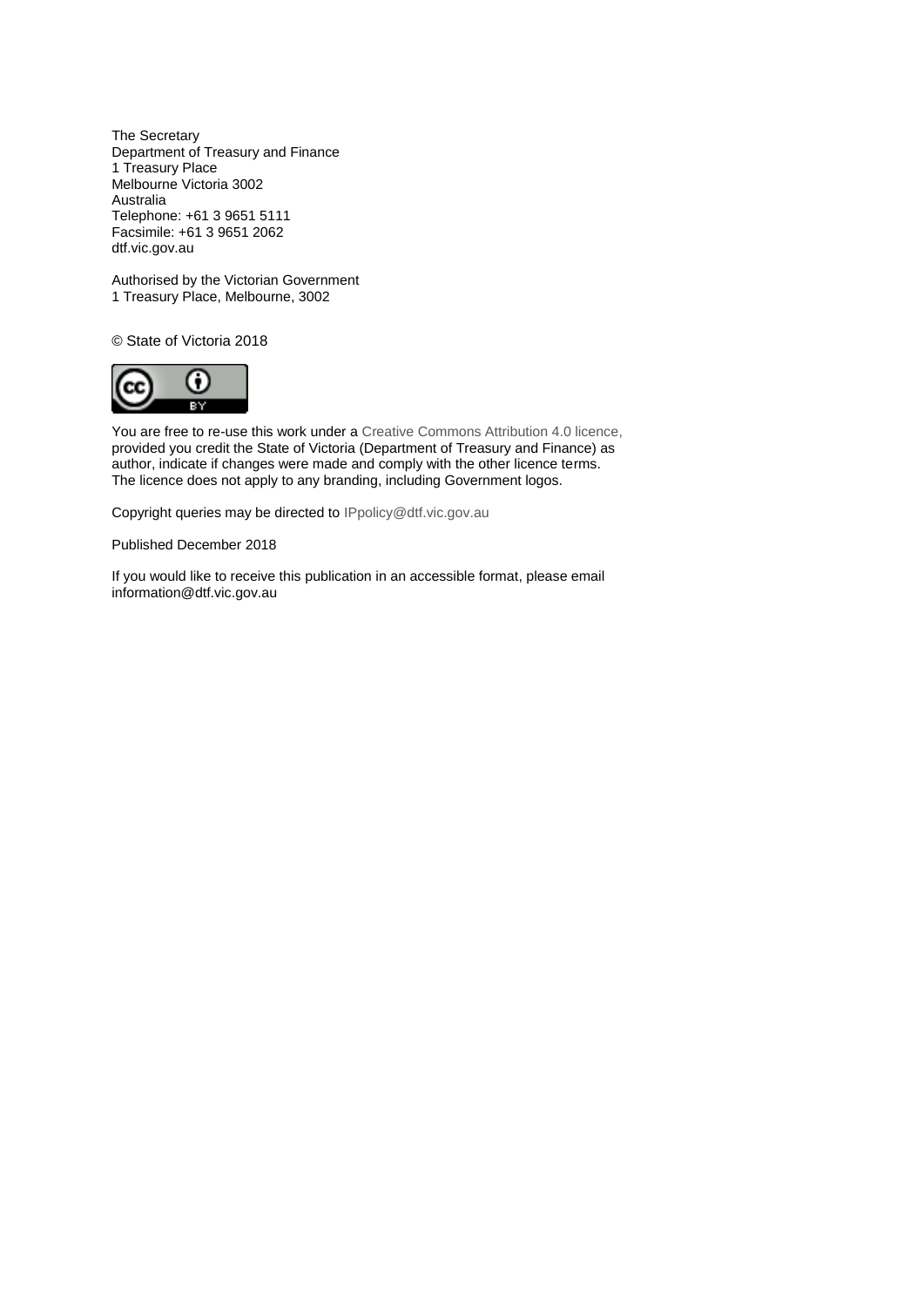The Secretary
Department of Treasury and Finance
1 Treasury Place
Melbourne Victoria 3002
Australia
Telephone: +61 3 9651 5111
Facsimile: +61 3 9651 2062
dtf.vic.gov.au

Authorised by the Victorian Government
1 Treasury Place, Melbourne, 3002

© State of Victoria 2018

You are free to re-use this work under a Creative Commons Attribution 4.0 licence, provided you credit the State of Victoria (Department of Treasury and Finance) as author, indicate if changes were made and comply with the other licence terms. The licence does not apply to any branding, including Government logos.

Copyright queries may be directed to IPpolicy@dtf.vic.gov.au

Published December 2018

If you would like to receive this publication in an accessible format, please email information@dtf.vic.gov.au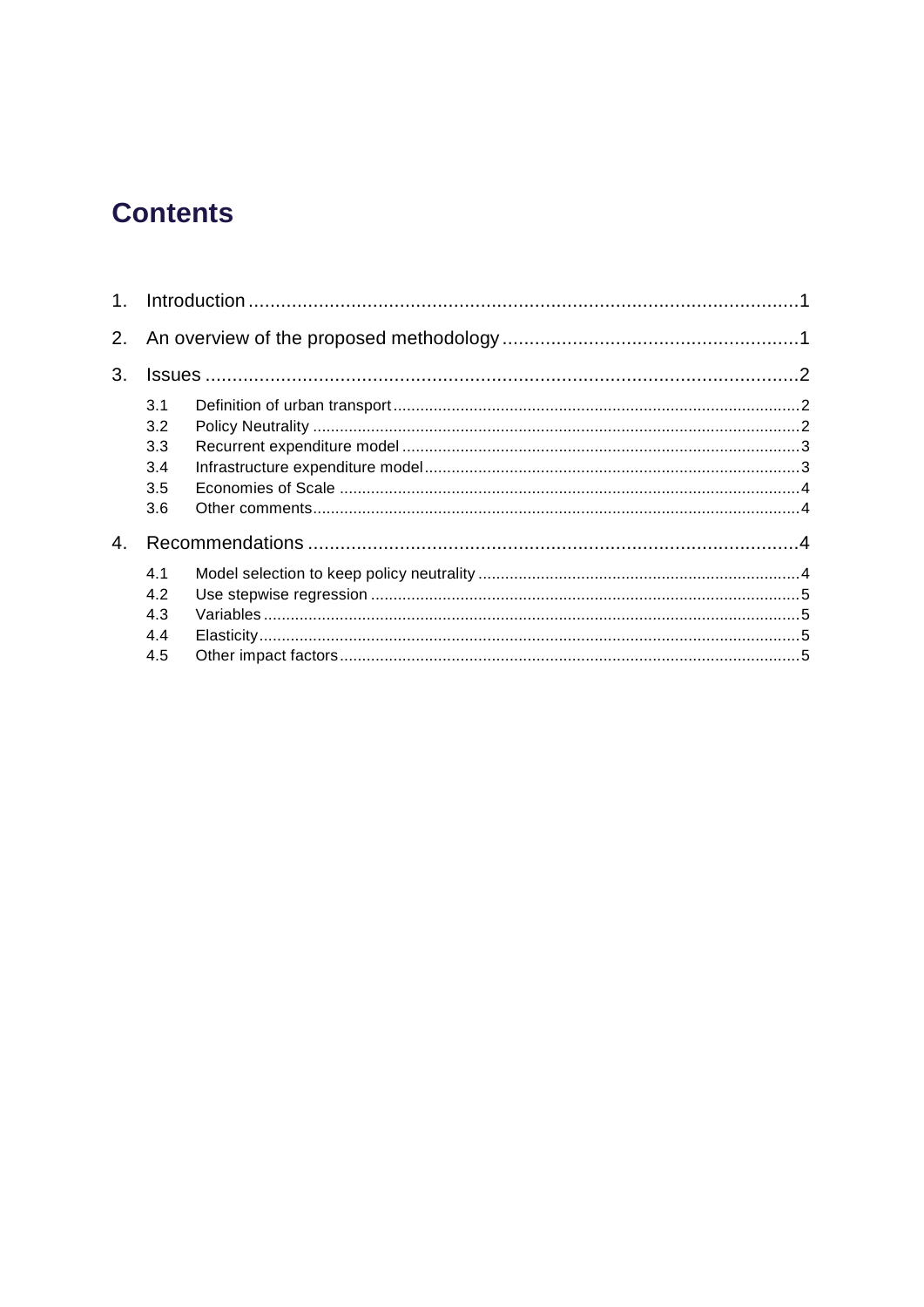# Contents

1. Introduction ........................................................................................................ 1
2. An overview of the proposed methodology ........................................................ 1
3. Issues ................................................................................................................. 2
   - 3.1 Definition of urban transport ........................................................................ 2
   - 3.2 Policy Neutrality .......................................................................................... 2
   - 3.3 Recurrent expenditure model ....................................................................... 3
   - 3.4 Infrastructure expenditure model .................................................................. 3
   - 3.5 Economies of Scale ..................................................................................... 4
   - 3.6 Other comments .......................................................................................... 4
4. Recommendations ............................................................................................. 4
   - 4.1 Model selection to keep policy neutrality ...................................................... 4
   - 4.2 Use stepwise regression .............................................................................. 5
   - 4.3 Variables ..................................................................................................... 5
   - 4.4 Elasticity ...................................................................................................... 5
   - 4.5 Other impact factors ..................................................................................... 5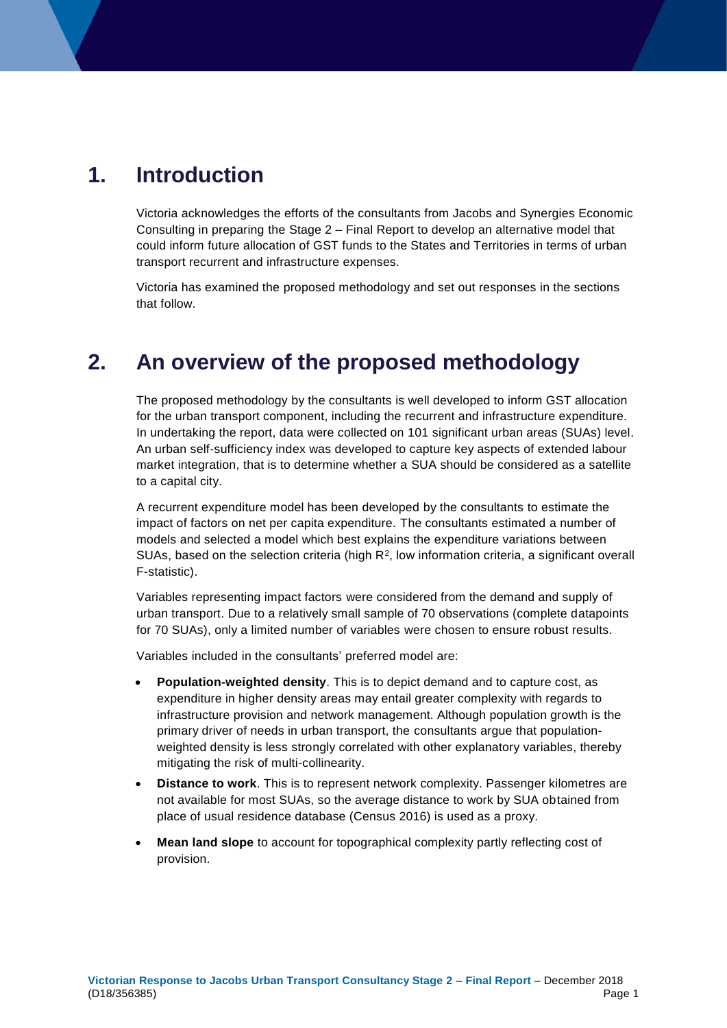# 1. Introduction

Victoria acknowledges the efforts of the consultants from Jacobs and Synergies Economic Consulting in preparing the Stage 2 – Final Report to develop an alternative model that could inform future allocation of GST funds to the States and Territories in terms of urban transport recurrent and infrastructure expenses.

Victoria has examined the proposed methodology and set out responses in the sections that follow.

# 2. An overview of the proposed methodology

The proposed methodology by the consultants is well developed to inform GST allocation for the urban transport component, including the recurrent and infrastructure expenditure. In undertaking the report, data were collected on 101 significant urban areas (SUAs) level. An urban self-sufficiency index was developed to capture key aspects of extended labour market integration, that is to determine whether a SUA should be considered as a satellite to a capital city.

A recurrent expenditure model has been developed by the consultants to estimate the impact of factors on net per capita expenditure. The consultants estimated a number of models and selected a model which best explains the expenditure variations between SUAs, based on the selection criteria (high $R^2$, low information criteria, a significant overall F-statistic).

Variables representing impact factors were considered from the demand and supply of urban transport. Due to a relatively small sample of 70 observations (complete datapoints for 70 SUAs), only a limited number of variables were chosen to ensure robust results.

Variables included in the consultants' preferred model are:

- **Population-weighted density**. This is to depict demand and to capture cost, as expenditure in higher density areas may entail greater complexity with regards to infrastructure provision and network management. Although population growth is the primary driver of needs in urban transport, the consultants argue that population-weighted density is less strongly correlated with other explanatory variables, thereby mitigating the risk of multi-collinearity.
- **Distance to work**. This is to represent network complexity. Passenger kilometres are not available for most SUAs, so the average distance to work by SUA obtained from place of usual residence database (Census 2016) is used as a proxy.
- **Mean land slope** to account for topographical complexity partly reflecting cost of provision.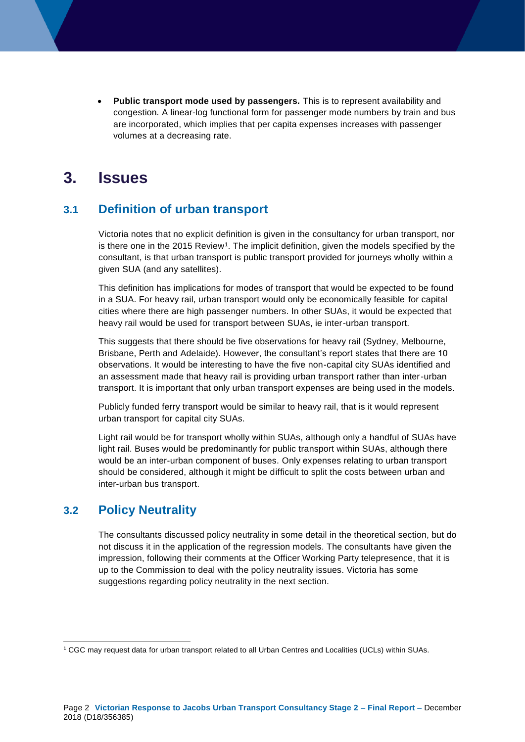- **Public transport mode used by passengers.** This is to represent availability and congestion. A linear-log functional form for passenger mode numbers by train and bus are incorporated, which implies that per capita expenses increases with passenger volumes at a decreasing rate.

# 3. Issues

## 3.1 Definition of urban transport

Victoria notes that no explicit definition is given in the consultancy for urban transport, nor is there one in the 2015 Review[1]. The implicit definition, given the models specified by the consultant, is that urban transport is public transport provided for journeys wholly within a given SUA (and any satellites).

This definition has implications for modes of transport that would be expected to be found in a SUA. For heavy rail, urban transport would only be economically feasible for capital cities where there are high passenger numbers. In other SUAs, it would be expected that heavy rail would be used for transport between SUAs, ie inter-urban transport.

This suggests that there should be five observations for heavy rail (Sydney, Melbourne, Brisbane, Perth and Adelaide). However, the consultant's report states that there are 10 observations. It would be interesting to have the five non-capital city SUAs identified and an assessment made that heavy rail is providing urban transport rather than inter-urban transport. It is important that only urban transport expenses are being used in the models.

Publicly funded ferry transport would be similar to heavy rail, that is it would represent urban transport for capital city SUAs.

Light rail would be for transport wholly within SUAs, although only a handful of SUAs have light rail. Buses would be predominantly for public transport within SUAs, although there would be an inter-urban component of buses. Only expenses relating to urban transport should be considered, although it might be difficult to split the costs between urban and inter-urban bus transport.

## 3.2 Policy Neutrality

The consultants discussed policy neutrality in some detail in the theoretical section, but do not discuss it in the application of the regression models. The consultants have given the impression, following their comments at the Officer Working Party telepresence, that it is up to the Commission to deal with the policy neutrality issues. Victoria has some suggestions regarding policy neutrality in the next section.

[1] CGC may request data for urban transport related to all Urban Centres and Localities (UCLs) within SUAs.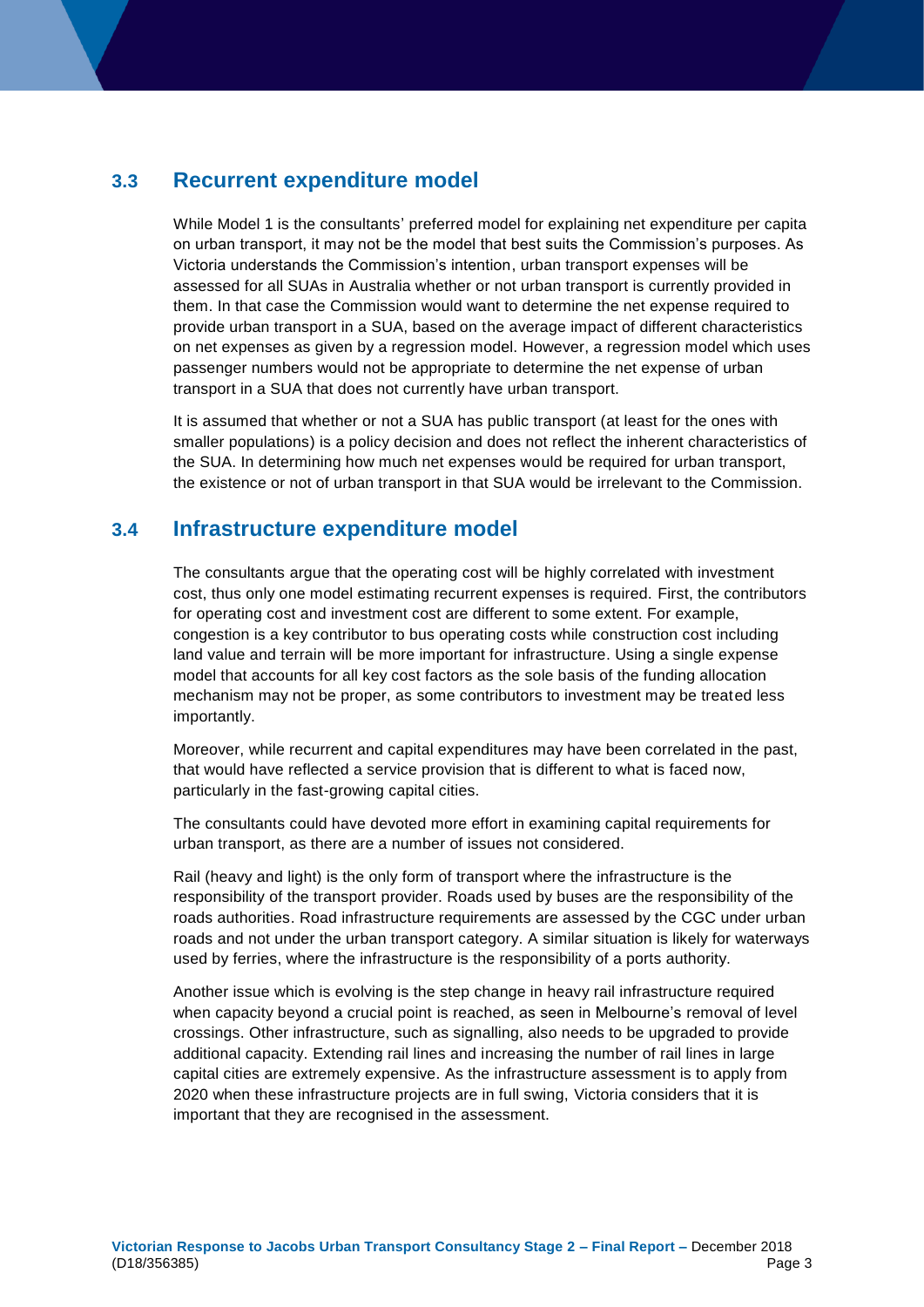## 3.3 Recurrent expenditure model

While Model 1 is the consultants' preferred model for explaining net expenditure per capita on urban transport, it may not be the model that best suits the Commission's purposes. As Victoria understands the Commission's intention, urban transport expenses will be assessed for all SUAs in Australia whether or not urban transport is currently provided in them. In that case the Commission would want to determine the net expense required to provide urban transport in a SUA, based on the average impact of different characteristics on net expenses as given by a regression model. However, a regression model which uses passenger numbers would not be appropriate to determine the net expense of urban transport in a SUA that does not currently have urban transport.

It is assumed that whether or not a SUA has public transport (at least for the ones with smaller populations) is a policy decision and does not reflect the inherent characteristics of the SUA. In determining how much net expenses would be required for urban transport, the existence or not of urban transport in that SUA would be irrelevant to the Commission.

## 3.4 Infrastructure expenditure model

The consultants argue that the operating cost will be highly correlated with investment cost, thus only one model estimating recurrent expenses is required. First, the contributors for operating cost and investment cost are different to some extent. For example, congestion is a key contributor to bus operating costs while construction cost including land value and terrain will be more important for infrastructure. Using a single expense model that accounts for all key cost factors as the sole basis of the funding allocation mechanism may not be proper, as some contributors to investment may be treated less importantly.

Moreover, while recurrent and capital expenditures may have been correlated in the past, that would have reflected a service provision that is different to what is faced now, particularly in the fast-growing capital cities.

The consultants could have devoted more effort in examining capital requirements for urban transport, as there are a number of issues not considered.

Rail (heavy and light) is the only form of transport where the infrastructure is the responsibility of the transport provider. Roads used by buses are the responsibility of the roads authorities. Road infrastructure requirements are assessed by the CGC under urban roads and not under the urban transport category. A similar situation is likely for waterways used by ferries, where the infrastructure is the responsibility of a ports authority.

Another issue which is evolving is the step change in heavy rail infrastructure required when capacity beyond a crucial point is reached, as seen in Melbourne's removal of level crossings. Other infrastructure, such as signalling, also needs to be upgraded to provide additional capacity. Extending rail lines and increasing the number of rail lines in large capital cities are extremely expensive. As the infrastructure assessment is to apply from 2020 when these infrastructure projects are in full swing, Victoria considers that it is important that they are recognised in the assessment.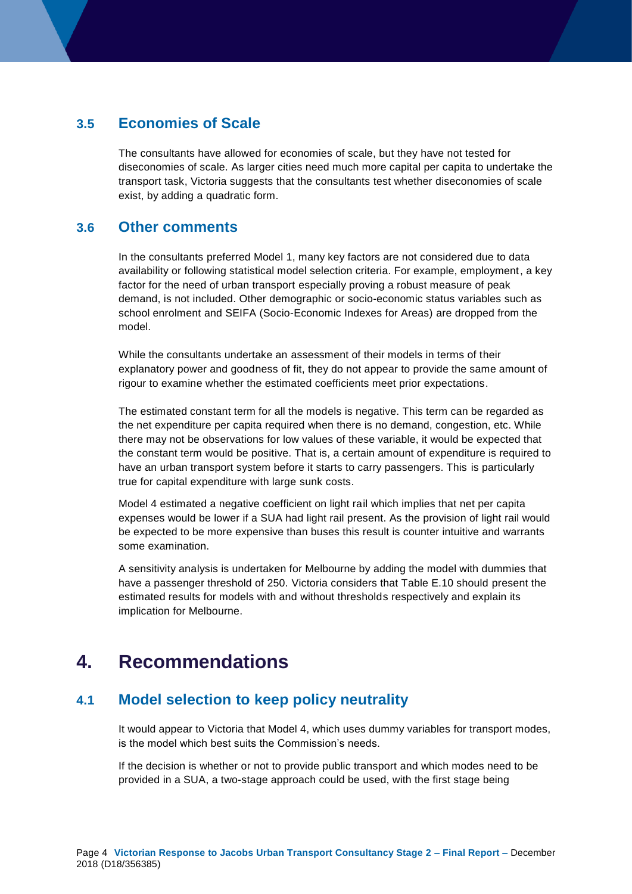### 3.5 Economies of Scale

The consultants have allowed for economies of scale, but they have not tested for diseconomies of scale. As larger cities need much more capital per capita to undertake the transport task, Victoria suggests that the consultants test whether diseconomies of scale exist, by adding a quadratic form.

### 3.6 Other comments

In the consultants preferred Model 1, many key factors are not considered due to data availability or following statistical model selection criteria. For example, employment, a key factor for the need of urban transport especially proving a robust measure of peak demand, is not included. Other demographic or socio-economic status variables such as school enrolment and SEIFA (Socio-Economic Indexes for Areas) are dropped from the model.

While the consultants undertake an assessment of their models in terms of their explanatory power and goodness of fit, they do not appear to provide the same amount of rigour to examine whether the estimated coefficients meet prior expectations.

The estimated constant term for all the models is negative. This term can be regarded as the net expenditure per capita required when there is no demand, congestion, etc. While there may not be observations for low values of these variable, it would be expected that the constant term would be positive. That is, a certain amount of expenditure is required to have an urban transport system before it starts to carry passengers. This is particularly true for capital expenditure with large sunk costs.

Model 4 estimated a negative coefficient on light rail which implies that net per capita expenses would be lower if a SUA had light rail present. As the provision of light rail would be expected to be more expensive than buses this result is counter intuitive and warrants some examination.

A sensitivity analysis is undertaken for Melbourne by adding the model with dummies that have a passenger threshold of 250. Victoria considers that Table E.10 should present the estimated results for models with and without thresholds respectively and explain its implication for Melbourne.

## 4. Recommendations

### 4.1 Model selection to keep policy neutrality

It would appear to Victoria that Model 4, which uses dummy variables for transport modes, is the model which best suits the Commission's needs.

If the decision is whether or not to provide public transport and which modes need to be provided in a SUA, a two-stage approach could be used, with the first stage being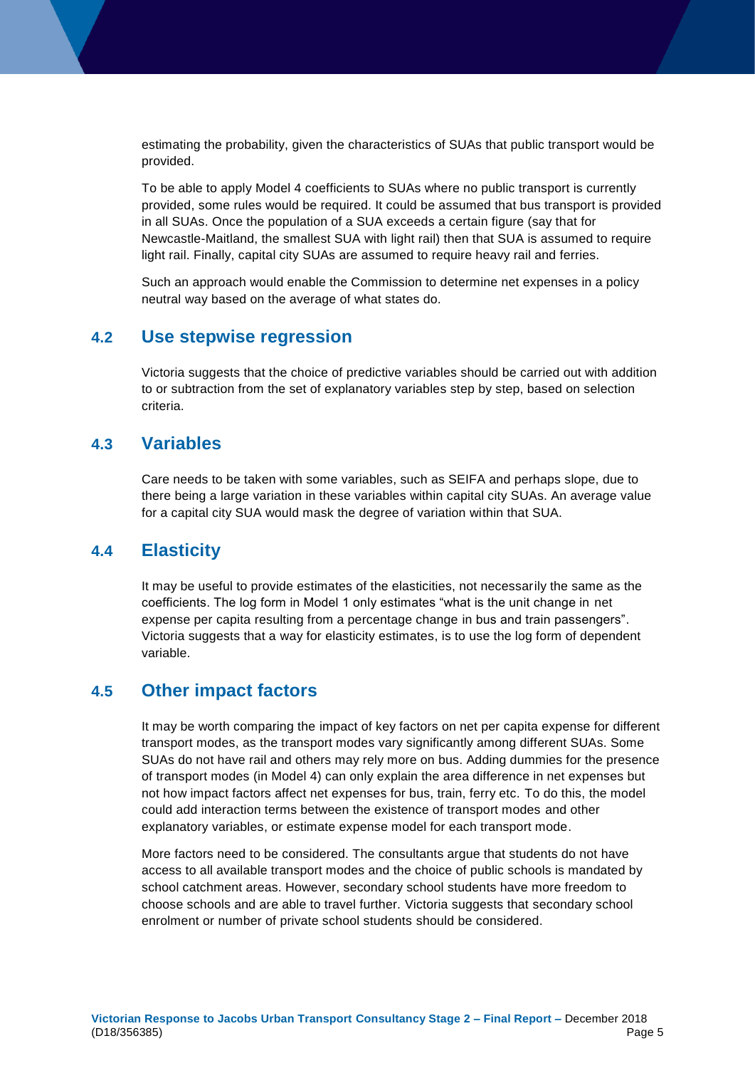estimating the probability, given the characteristics of SUAs that public transport would be provided.

To be able to apply Model 4 coefficients to SUAs where no public transport is currently provided, some rules would be required. It could be assumed that bus transport is provided in all SUAs. Once the population of a SUA exceeds a certain figure (say that for Newcastle-Maitland, the smallest SUA with light rail) then that SUA is assumed to require light rail. Finally, capital city SUAs are assumed to require heavy rail and ferries.

Such an approach would enable the Commission to determine net expenses in a policy neutral way based on the average of what states do.

## 4.2 Use stepwise regression

Victoria suggests that the choice of predictive variables should be carried out with addition to or subtraction from the set of explanatory variables step by step, based on selection criteria.

## 4.3 Variables

Care needs to be taken with some variables, such as SEIFA and perhaps slope, due to there being a large variation in these variables within capital city SUAs. An average value for a capital city SUA would mask the degree of variation within that SUA.

## 4.4 Elasticity

It may be useful to provide estimates of the elasticities, not necessarily the same as the coefficients. The log form in Model 1 only estimates "what is the unit change in net expense per capita resulting from a percentage change in bus and train passengers". Victoria suggests that a way for elasticity estimates, is to use the log form of dependent variable.

## 4.5 Other impact factors

It may be worth comparing the impact of key factors on net per capita expense for different transport modes, as the transport modes vary significantly among different SUAs. Some SUAs do not have rail and others may rely more on bus. Adding dummies for the presence of transport modes (in Model 4) can only explain the area difference in net expenses but not how impact factors affect net expenses for bus, train, ferry etc. To do this, the model could add interaction terms between the existence of transport modes and other explanatory variables, or estimate expense model for each transport mode.

More factors need to be considered. The consultants argue that students do not have access to all available transport modes and the choice of public schools is mandated by school catchment areas. However, secondary school students have more freedom to choose schools and are able to travel further. Victoria suggests that secondary school enrolment or number of private school students should be considered.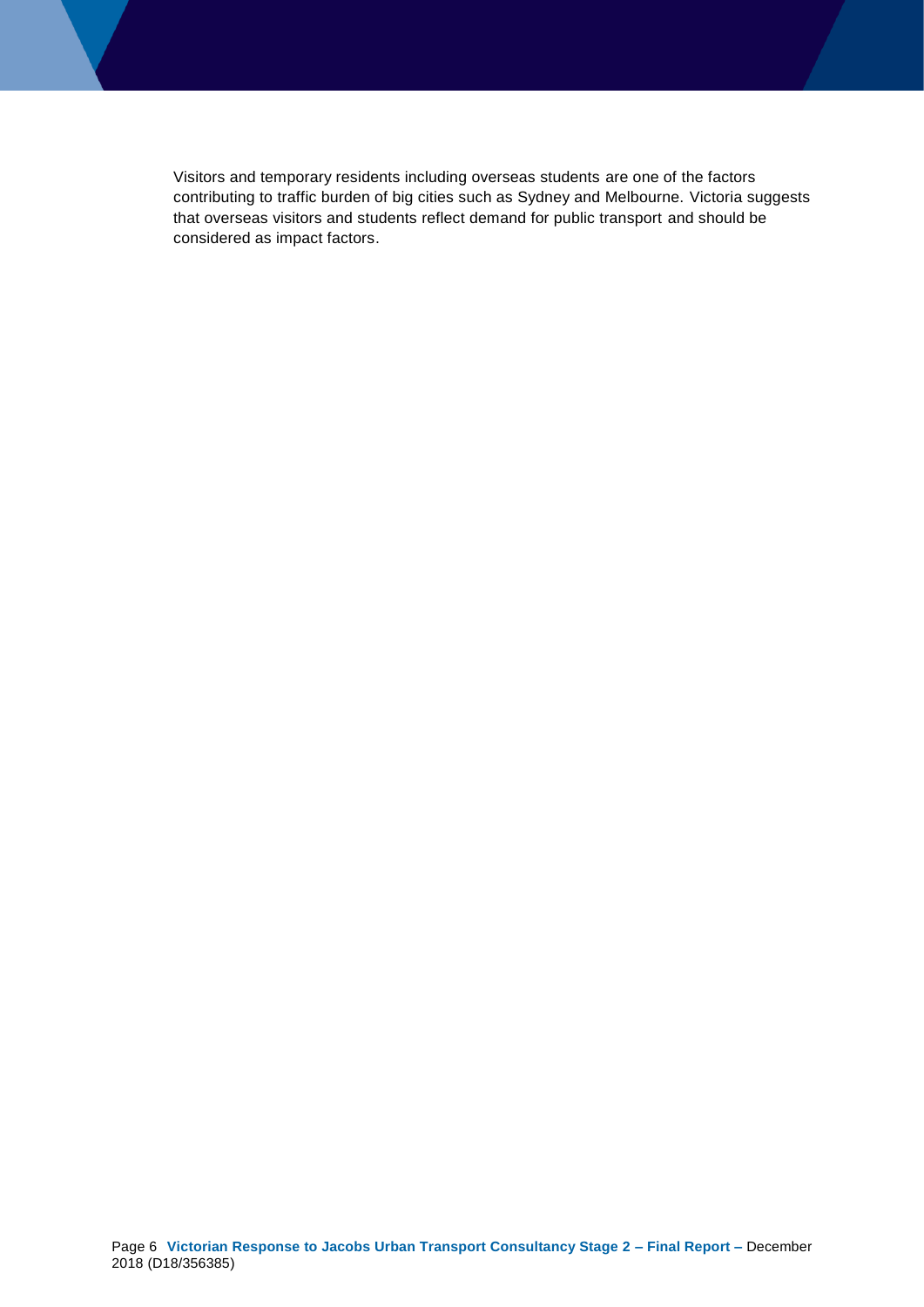Visitors and temporary residents including overseas students are one of the factors contributing to traffic burden of big cities such as Sydney and Melbourne. Victoria suggests that overseas visitors and students reflect demand for public transport and should be considered as impact factors.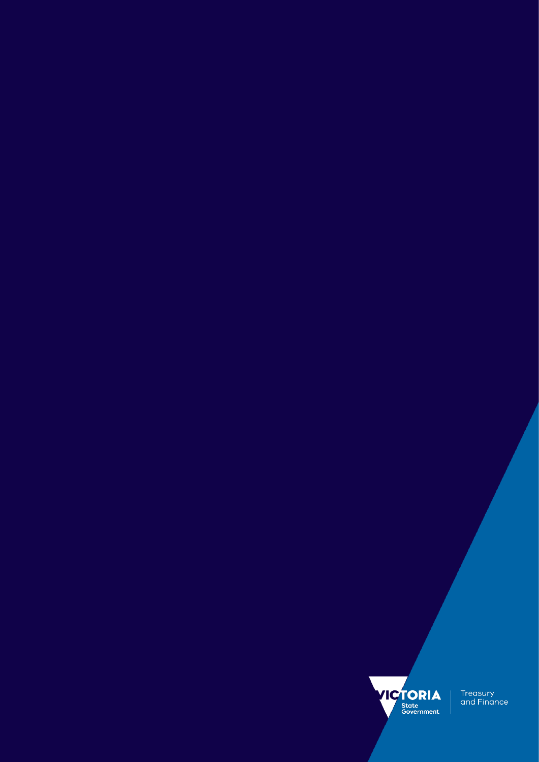VICTORIA State Government

Treasury and Finance